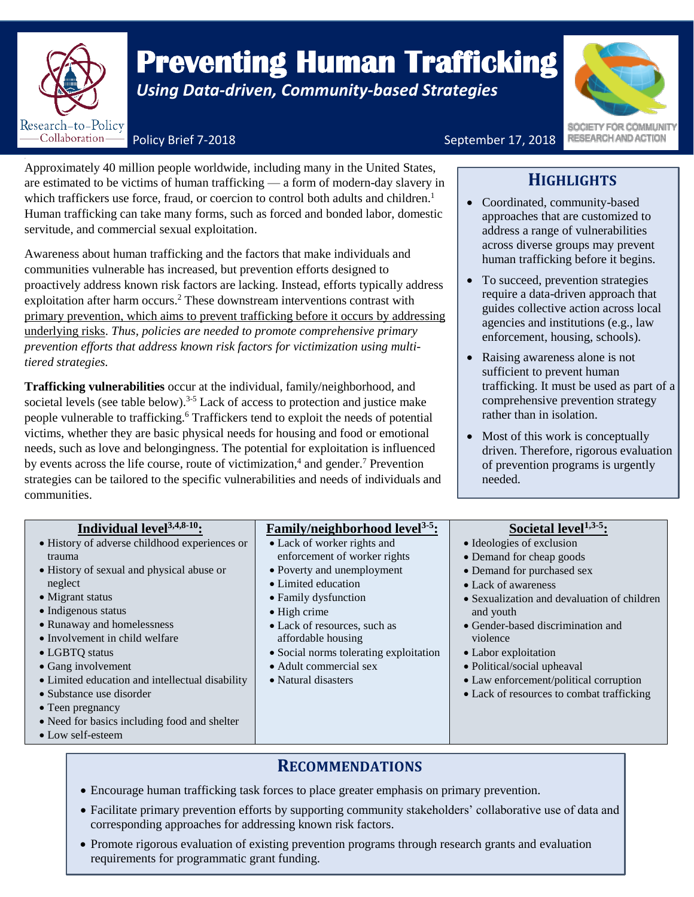# Preventing Human Trafficking

*Using Data-driven, Community-based Strategies*

Research-to-Policy Collaboration

Policy Brief 7-2018 September 17, 2018

Society for Community Research and Action

Approximately 40 million people worldwide, including many in the United States, are estimated to be victims of human trafficking — a form of modern-day slavery in which traffickers use force, fraud, or coercion to control both adults and children.[1] Human trafficking can take many forms, such as forced and bonded labor, domestic servitude, and commercial sexual exploitation.

Awareness about human trafficking and the factors that make individuals and communities vulnerable has increased, but prevention efforts designed to proactively address known risk factors are lacking. Instead, efforts typically address exploitation after harm occurs.[2] These downstream interventions contrast with primary prevention, which aims to prevent trafficking before it occurs by addressing underlying risks. *Thus, policies are needed to promote comprehensive primary prevention efforts that address known risk factors for victimization using multi-tiered strategies.*

**Trafficking vulnerabilities** occur at the individual, family/neighborhood, and societal levels (see table below).[3-5] Lack of access to protection and justice make people vulnerable to trafficking.[6] Traffickers tend to exploit the needs of potential victims, whether they are basic physical needs for housing and food or emotional needs, such as love and belongingness. The potential for exploitation is influenced by events across the life course, route of victimization,[4] and gender.[7] Prevention strategies can be tailored to the specific vulnerabilities and needs of individuals and communities.

## Highlights

- Coordinated, community-based approaches that are customized to address a range of vulnerabilities across diverse groups may prevent human trafficking before it begins.
- To succeed, prevention strategies require a data-driven approach that guides collective action across local agencies and institutions (e.g., law enforcement, housing, schools).
- Raising awareness alone is not sufficient to prevent human trafficking. It must be used as part of a comprehensive prevention strategy rather than in isolation.
- Most of this work is conceptually driven. Therefore, rigorous evaluation of prevention programs is urgently needed.

| Individual level[3,4,8-10]: | Family/neighborhood level[3-5]: | Societal level[1,3-5]: |
|---|---|---|
| • History of adverse childhood experiences or trauma | • Lack of worker rights and enforcement of worker rights | • Ideologies of exclusion |
| • History of sexual and physical abuse or neglect | • Poverty and unemployment | • Demand for cheap goods |
| • Migrant status | • Limited education | • Demand for purchased sex |
| • Indigenous status | • Family dysfunction | • Lack of awareness |
| • Runaway and homelessness | • High crime | • Sexualization and devaluation of children and youth |
| • Involvement in child welfare | • Lack of resources, such as affordable housing | • Gender-based discrimination and violence |
| • LGBTQ status | • Social norms tolerating exploitation | • Labor exploitation |
| • Gang involvement | • Adult commercial sex | • Political/social upheaval |
| • Limited education and intellectual disability | • Natural disasters | • Law enforcement/political corruption |
| • Substance use disorder | | • Lack of resources to combat trafficking |
| • Teen pregnancy | | |
| • Need for basics including food and shelter | | |
| • Low self-esteem | | |

## Recommendations

- Encourage human trafficking task forces to place greater emphasis on primary prevention.
- Facilitate primary prevention efforts by supporting community stakeholders' collaborative use of data and corresponding approaches for addressing known risk factors.
- Promote rigorous evaluation of existing prevention programs through research grants and evaluation requirements for programmatic grant funding.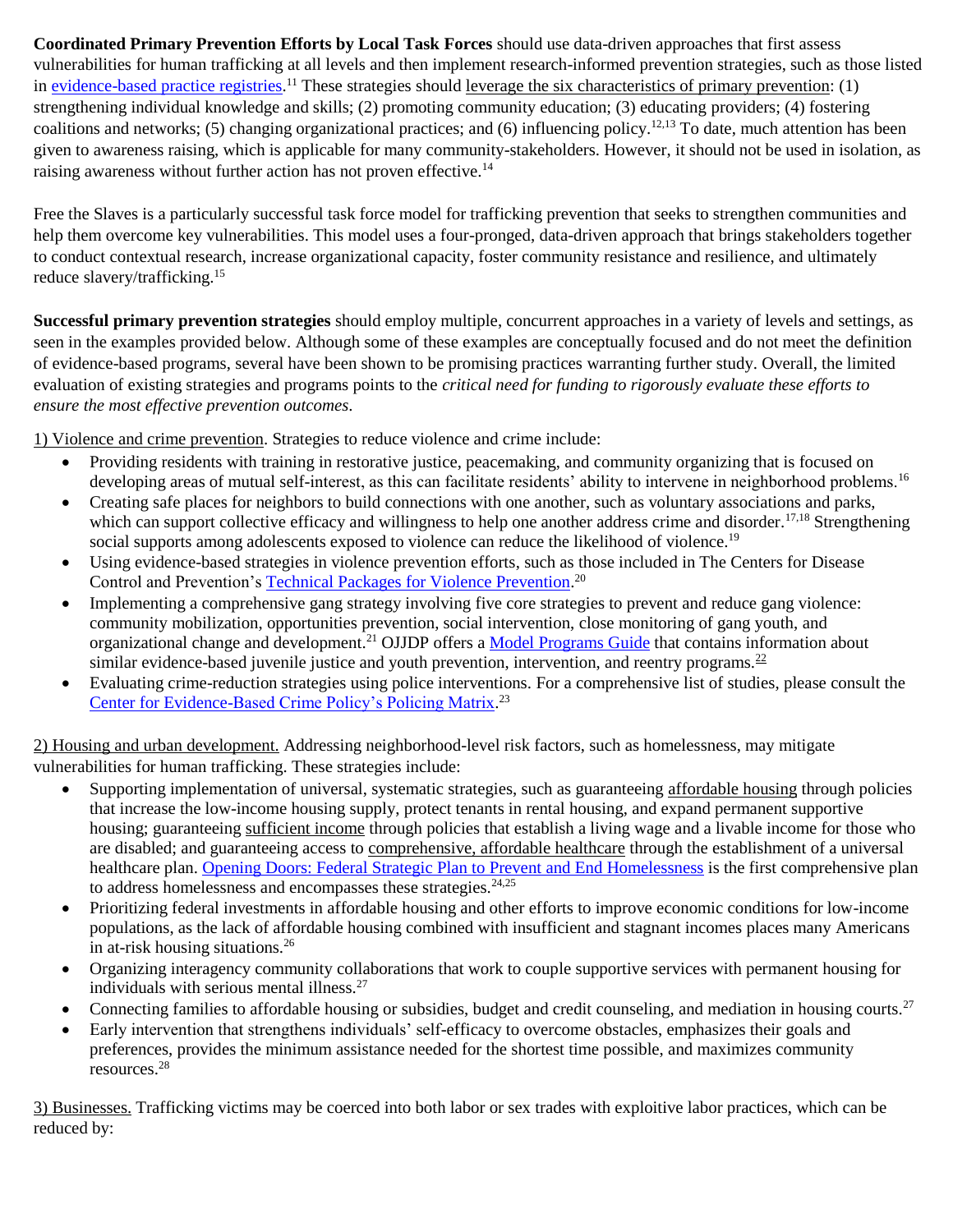**Coordinated Primary Prevention Efforts by Local Task Forces** should use data-driven approaches that first assess vulnerabilities for human trafficking at all levels and then implement research-informed prevention strategies, such as those listed in evidence-based practice registries.[11] These strategies should leverage the six characteristics of primary prevention: (1) strengthening individual knowledge and skills; (2) promoting community education; (3) educating providers; (4) fostering coalitions and networks; (5) changing organizational practices; and (6) influencing policy.[12,13] To date, much attention has been given to awareness raising, which is applicable for many community-stakeholders. However, it should not be used in isolation, as raising awareness without further action has not proven effective.[14]

Free the Slaves is a particularly successful task force model for trafficking prevention that seeks to strengthen communities and help them overcome key vulnerabilities. This model uses a four-pronged, data-driven approach that brings stakeholders together to conduct contextual research, increase organizational capacity, foster community resistance and resilience, and ultimately reduce slavery/trafficking.[15]

**Successful primary prevention strategies** should employ multiple, concurrent approaches in a variety of levels and settings, as seen in the examples provided below. Although some of these examples are conceptually focused and do not meet the definition of evidence-based programs, several have been shown to be promising practices warranting further study. Overall, the limited evaluation of existing strategies and programs points to the *critical need for funding to rigorously evaluate these efforts to ensure the most effective prevention outcomes.*

1) Violence and crime prevention. Strategies to reduce violence and crime include:

- Providing residents with training in restorative justice, peacemaking, and community organizing that is focused on developing areas of mutual self-interest, as this can facilitate residents' ability to intervene in neighborhood problems.[16]
- Creating safe places for neighbors to build connections with one another, such as voluntary associations and parks, which can support collective efficacy and willingness to help one another address crime and disorder.[17,18] Strengthening social supports among adolescents exposed to violence can reduce the likelihood of violence.[19]
- Using evidence-based strategies in violence prevention efforts, such as those included in The Centers for Disease Control and Prevention's Technical Packages for Violence Prevention.[20]
- Implementing a comprehensive gang strategy involving five core strategies to prevent and reduce gang violence: community mobilization, opportunities prevention, social intervention, close monitoring of gang youth, and organizational change and development.[21] OJJDP offers a Model Programs Guide that contains information about similar evidence-based juvenile justice and youth prevention, intervention, and reentry programs.[22]
- Evaluating crime-reduction strategies using police interventions. For a comprehensive list of studies, please consult the Center for Evidence-Based Crime Policy's Policing Matrix.[23]

2) Housing and urban development. Addressing neighborhood-level risk factors, such as homelessness, may mitigate vulnerabilities for human trafficking. These strategies include:

- Supporting implementation of universal, systematic strategies, such as guaranteeing affordable housing through policies that increase the low-income housing supply, protect tenants in rental housing, and expand permanent supportive housing; guaranteeing sufficient income through policies that establish a living wage and a livable income for those who are disabled; and guaranteeing access to comprehensive, affordable healthcare through the establishment of a universal healthcare plan. Opening Doors: Federal Strategic Plan to Prevent and End Homelessness is the first comprehensive plan to address homelessness and encompasses these strategies.[24,25]
- Prioritizing federal investments in affordable housing and other efforts to improve economic conditions for low-income populations, as the lack of affordable housing combined with insufficient and stagnant incomes places many Americans in at-risk housing situations.[26]
- Organizing interagency community collaborations that work to couple supportive services with permanent housing for individuals with serious mental illness.[27]
- Connecting families to affordable housing or subsidies, budget and credit counseling, and mediation in housing courts.[27]
- Early intervention that strengthens individuals' self-efficacy to overcome obstacles, emphasizes their goals and preferences, provides the minimum assistance needed for the shortest time possible, and maximizes community resources.[28]

3) Businesses. Trafficking victims may be coerced into both labor or sex trades with exploitive labor practices, which can be reduced by: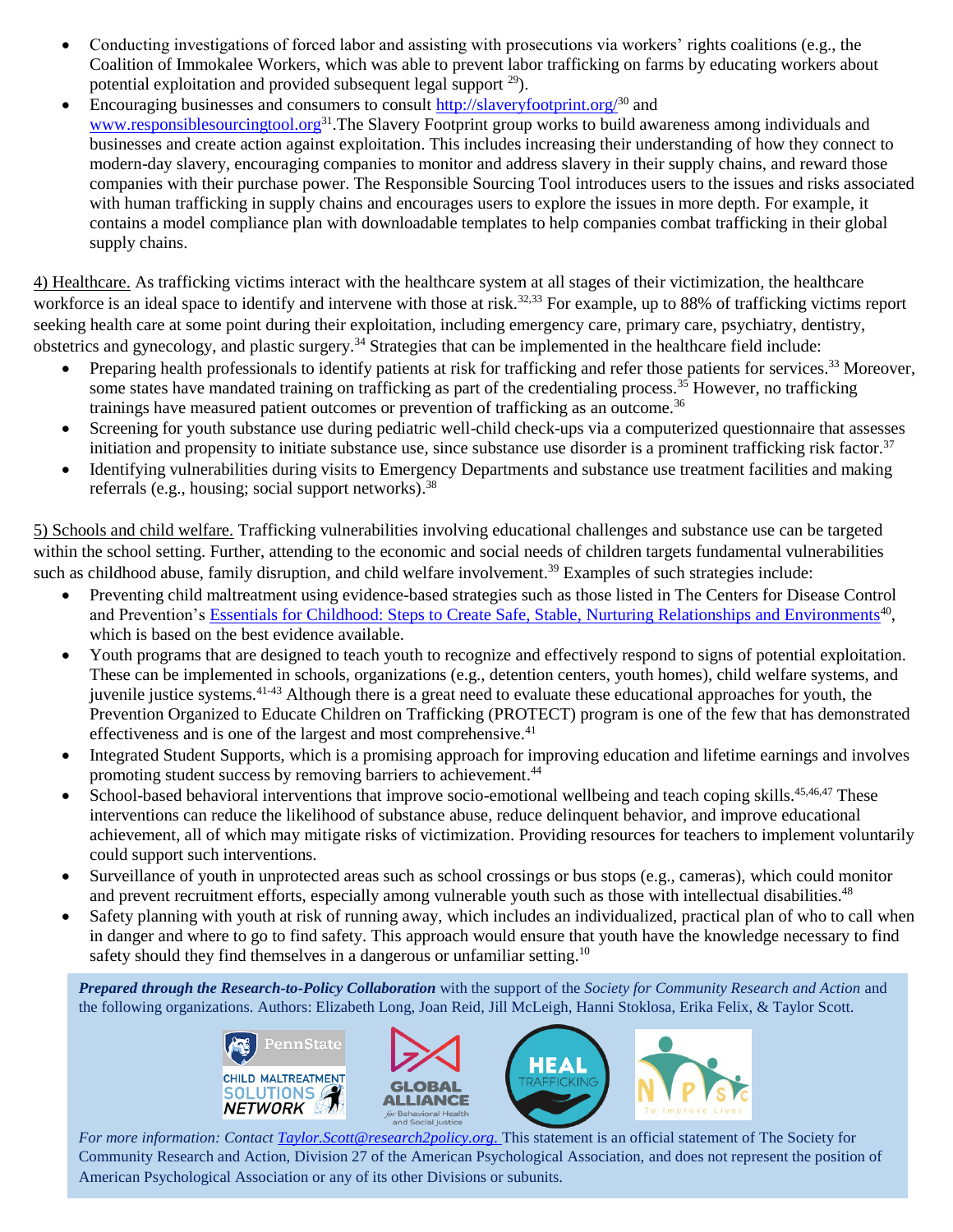- Conducting investigations of forced labor and assisting with prosecutions via workers' rights coalitions (e.g., the Coalition of Immokalee Workers, which was able to prevent labor trafficking on farms by educating workers about potential exploitation and provided subsequent legal support [29]).
- Encouraging businesses and consumers to consult [http://slaveryfootprint.org/](http://slaveryfootprint.org/)[30] and [www.responsiblesourcingtool.org](www.responsiblesourcingtool.org)[31].The Slavery Footprint group works to build awareness among individuals and businesses and create action against exploitation. This includes increasing their understanding of how they connect to modern-day slavery, encouraging companies to monitor and address slavery in their supply chains, and reward those companies with their purchase power. The Responsible Sourcing Tool introduces users to the issues and risks associated with human trafficking in supply chains and encourages users to explore the issues in more depth. For example, it contains a model compliance plan with downloadable templates to help companies combat trafficking in their global supply chains.

4) Healthcare. As trafficking victims interact with the healthcare system at all stages of their victimization, the healthcare workforce is an ideal space to identify and intervene with those at risk.[32,33] For example, up to 88% of trafficking victims report seeking health care at some point during their exploitation, including emergency care, primary care, psychiatry, dentistry, obstetrics and gynecology, and plastic surgery.[34] Strategies that can be implemented in the healthcare field include:

- Preparing health professionals to identify patients at risk for trafficking and refer those patients for services.[33] Moreover, some states have mandated training on trafficking as part of the credentialing process.[35] However, no trafficking trainings have measured patient outcomes or prevention of trafficking as an outcome.[36]
- Screening for youth substance use during pediatric well-child check-ups via a computerized questionnaire that assesses initiation and propensity to initiate substance use, since substance use disorder is a prominent trafficking risk factor.[37]
- Identifying vulnerabilities during visits to Emergency Departments and substance use treatment facilities and making referrals (e.g., housing; social support networks).[38]

5) Schools and child welfare. Trafficking vulnerabilities involving educational challenges and substance use can be targeted within the school setting. Further, attending to the economic and social needs of children targets fundamental vulnerabilities such as childhood abuse, family disruption, and child welfare involvement.[39] Examples of such strategies include:

- Preventing child maltreatment using evidence-based strategies such as those listed in The Centers for Disease Control and Prevention's Essentials for Childhood: Steps to Create Safe, Stable, Nurturing Relationships and Environments[40], which is based on the best evidence available.
- Youth programs that are designed to teach youth to recognize and effectively respond to signs of potential exploitation. These can be implemented in schools, organizations (e.g., detention centers, youth homes), child welfare systems, and juvenile justice systems.[41-43] Although there is a great need to evaluate these educational approaches for youth, the Prevention Organized to Educate Children on Trafficking (PROTECT) program is one of the few that has demonstrated effectiveness and is one of the largest and most comprehensive.[41]
- Integrated Student Supports, which is a promising approach for improving education and lifetime earnings and involves promoting student success by removing barriers to achievement.[44]
- School-based behavioral interventions that improve socio-emotional wellbeing and teach coping skills.[45,46,47] These interventions can reduce the likelihood of substance abuse, reduce delinquent behavior, and improve educational achievement, all of which may mitigate risks of victimization. Providing resources for teachers to implement voluntarily could support such interventions.
- Surveillance of youth in unprotected areas such as school crossings or bus stops (e.g., cameras), which could monitor and prevent recruitment efforts, especially among vulnerable youth such as those with intellectual disabilities.[48]
- Safety planning with youth at risk of running away, which includes an individualized, practical plan of who to call when in danger and where to go to find safety. This approach would ensure that youth have the knowledge necessary to find safety should they find themselves in a dangerous or unfamiliar setting.[10]

***Prepared through the Research-to-Policy Collaboration*** with the support of the *Society for Community Research and Action* and the following organizations. Authors: Elizabeth Long, Joan Reid, Jill McLeigh, Hanni Stoklosa, Erika Felix, & Taylor Scott.

PennState Child Maltreatment Solutions Network | Global Alliance for Behavioral Health and Social Justice | HEAL Trafficking | NPSC To Improve Lives

*For more information: Contact Taylor.Scott@research2policy.org.* This statement is an official statement of The Society for Community Research and Action, Division 27 of the American Psychological Association, and does not represent the position of American Psychological Association or any of its other Divisions or subunits.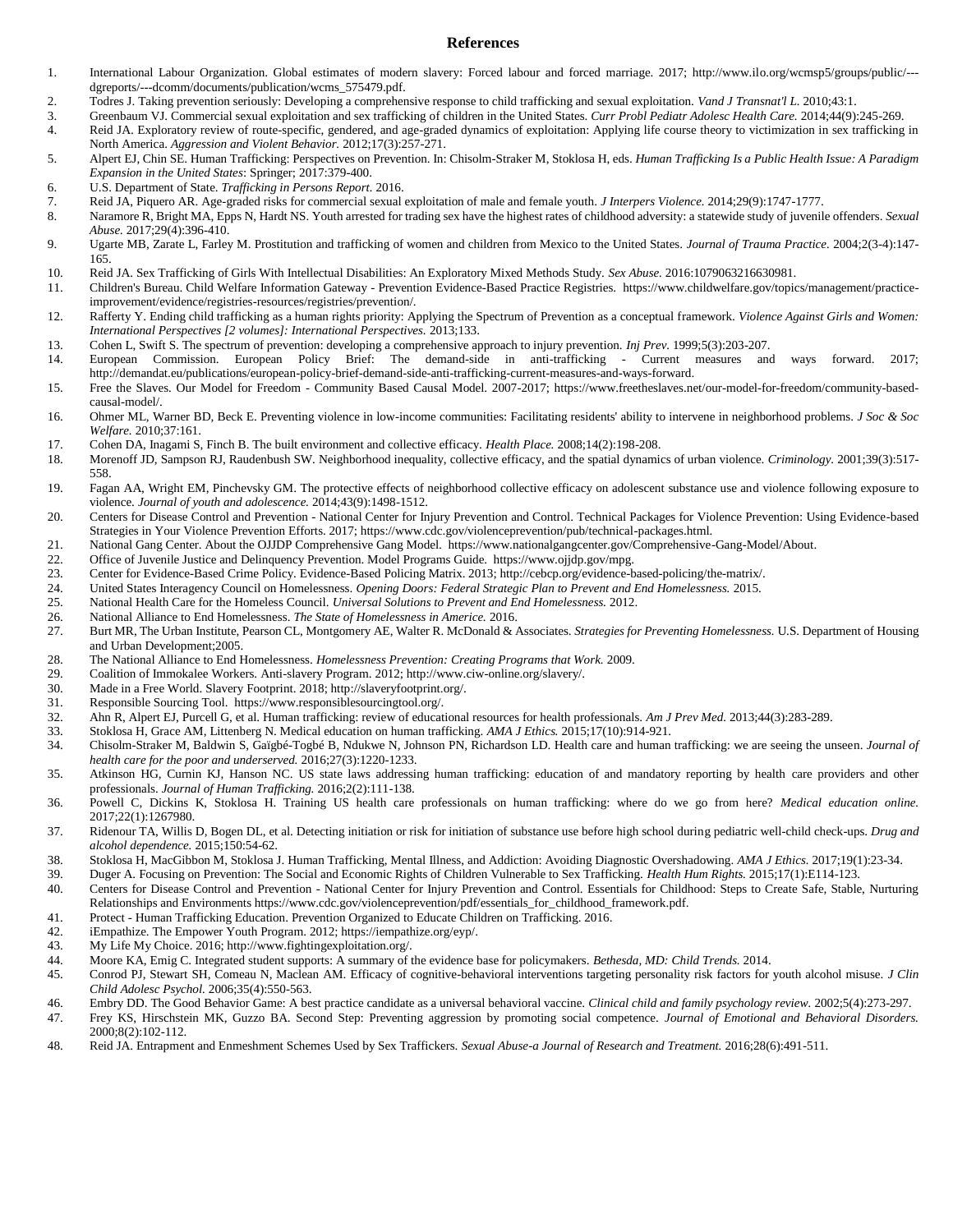## References

1. International Labour Organization. Global estimates of modern slavery: Forced labour and forced marriage. 2017; http://www.ilo.org/wcmsp5/groups/public/---dgreports/---dcomm/documents/publication/wcms_575479.pdf.
2. Todres J. Taking prevention seriously: Developing a comprehensive response to child trafficking and sexual exploitation. *Vand J Transnat'l L.* 2010;43:1.
3. Greenbaum VJ. Commercial sexual exploitation and sex trafficking of children in the United States. *Curr Probl Pediatr Adolesc Health Care.* 2014;44(9):245-269.
4. Reid JA. Exploratory review of route-specific, gendered, and age-graded dynamics of exploitation: Applying life course theory to victimization in sex trafficking in North America. *Aggression and Violent Behavior.* 2012;17(3):257-271.
5. Alpert EJ, Chin SE. Human Trafficking: Perspectives on Prevention. In: Chisolm-Straker M, Stoklosa H, eds. *Human Trafficking Is a Public Health Issue: A Paradigm Expansion in the United States*: Springer; 2017:379-400.
6. U.S. Department of State. *Trafficking in Persons Report.* 2016.
7. Reid JA, Piquero AR. Age-graded risks for commercial sexual exploitation of male and female youth. *J Interpers Violence.* 2014;29(9):1747-1777.
8. Naramore R, Bright MA, Epps N, Hardt NS. Youth arrested for trading sex have the highest rates of childhood adversity: a statewide study of juvenile offenders. *Sexual Abuse.* 2017;29(4):396-410.
9. Ugarte MB, Zarate L, Farley M. Prostitution and trafficking of women and children from Mexico to the United States. *Journal of Trauma Practice.* 2004;2(3-4):147-165.
10. Reid JA. Sex Trafficking of Girls With Intellectual Disabilities: An Exploratory Mixed Methods Study. *Sex Abuse.* 2016:1079063216630981.
11. Children's Bureau. Child Welfare Information Gateway - Prevention Evidence-Based Practice Registries. https://www.childwelfare.gov/topics/management/practice-improvement/evidence/registries-resources/registries/prevention/.
12. Rafferty Y. Ending child trafficking as a human rights priority: Applying the Spectrum of Prevention as a conceptual framework. *Violence Against Girls and Women: International Perspectives [2 volumes]: International Perspectives.* 2013;133.
13. Cohen L, Swift S. The spectrum of prevention: developing a comprehensive approach to injury prevention. *Inj Prev.* 1999;5(3):203-207.
14. European Commission. European Policy Brief: The demand-side in anti-trafficking - Current measures and ways forward. 2017; http://demandat.eu/publications/european-policy-brief-demand-side-anti-trafficking-current-measures-and-ways-forward.
15. Free the Slaves. Our Model for Freedom - Community Based Causal Model. 2007-2017; https://www.freetheslaves.net/our-model-for-freedom/community-based-causal-model/.
16. Ohmer ML, Warner BD, Beck E. Preventing violence in low-income communities: Facilitating residents' ability to intervene in neighborhood problems. *J Soc & Soc Welfare.* 2010;37:161.
17. Cohen DA, Inagami S, Finch B. The built environment and collective efficacy. *Health Place.* 2008;14(2):198-208.
18. Morenoff JD, Sampson RJ, Raudenbush SW. Neighborhood inequality, collective efficacy, and the spatial dynamics of urban violence. *Criminology.* 2001;39(3):517-558.
19. Fagan AA, Wright EM, Pinchevsky GM. The protective effects of neighborhood collective efficacy on adolescent substance use and violence following exposure to violence. *Journal of youth and adolescence.* 2014;43(9):1498-1512.
20. Centers for Disease Control and Prevention - National Center for Injury Prevention and Control. Technical Packages for Violence Prevention: Using Evidence-based Strategies in Your Violence Prevention Efforts. 2017; https://www.cdc.gov/violenceprevention/pub/technical-packages.html.
21. National Gang Center. About the OJJDP Comprehensive Gang Model. https://www.nationalgangcenter.gov/Comprehensive-Gang-Model/About.
22. Office of Juvenile Justice and Delinquency Prevention. Model Programs Guide. https://www.ojjdp.gov/mpg.
23. Center for Evidence-Based Crime Policy. Evidence-Based Policing Matrix. 2013; http://cebcp.org/evidence-based-policing/the-matrix/.
24. United States Interagency Council on Homelessness. *Opening Doors: Federal Strategic Plan to Prevent and End Homelessness.* 2015.
25. National Health Care for the Homeless Council. *Universal Solutions to Prevent and End Homelessness.* 2012.
26. National Alliance to End Homelessness. *The State of Homelessness in Americe.* 2016.
27. Burt MR, The Urban Institute, Pearson CL, Montgomery AE, Walter R. McDonald & Associates. *Strategies for Preventing Homelessness.* U.S. Department of Housing and Urban Development;2005.
28. The National Alliance to End Homelessness. *Homelessness Prevention: Creating Programs that Work.* 2009.
29. Coalition of Immokalee Workers. Anti-slavery Program. 2012; http://www.ciw-online.org/slavery/.
30. Made in a Free World. Slavery Footprint. 2018; http://slaveryfootprint.org/.
31. Responsible Sourcing Tool. https://www.responsiblesourcingtool.org/.
32. Ahn R, Alpert EJ, Purcell G, et al. Human trafficking: review of educational resources for health professionals. *Am J Prev Med.* 2013;44(3):283-289.
33. Stoklosa H, Grace AM, Littenberg N. Medical education on human trafficking. *AMA J Ethics.* 2015;17(10):914-921.
34. Chisolm-Straker M, Baldwin S, Gaïgbé-Togbé B, Ndukwe N, Johnson PN, Richardson LD. Health care and human trafficking: we are seeing the unseen. *Journal of health care for the poor and underserved.* 2016;27(3):1220-1233.
35. Atkinson HG, Curnin KJ, Hanson NC. US state laws addressing human trafficking: education of and mandatory reporting by health care providers and other professionals. *Journal of Human Trafficking.* 2016;2(2):111-138.
36. Powell C, Dickins K, Stoklosa H. Training US health care professionals on human trafficking: where do we go from here? *Medical education online.* 2017;22(1):1267980.
37. Ridenour TA, Willis D, Bogen DL, et al. Detecting initiation or risk for initiation of substance use before high school during pediatric well-child check-ups. *Drug and alcohol dependence.* 2015;150:54-62.
38. Stoklosa H, MacGibbon M, Stoklosa J. Human Trafficking, Mental Illness, and Addiction: Avoiding Diagnostic Overshadowing. *AMA J Ethics.* 2017;19(1):23-34.
39. Duger A. Focusing on Prevention: The Social and Economic Rights of Children Vulnerable to Sex Trafficking. *Health Hum Rights.* 2015;17(1):E114-123.
40. Centers for Disease Control and Prevention - National Center for Injury Prevention and Control. Essentials for Childhood: Steps to Create Safe, Stable, Nurturing Relationships and Environments https://www.cdc.gov/violenceprevention/pdf/essentials_for_childhood_framework.pdf.
41. Protect - Human Trafficking Education. Prevention Organized to Educate Children on Trafficking. 2016.
42. iEmpathize. The Empower Youth Program. 2012; https://iempathize.org/eyp/.
43. My Life My Choice. 2016; http://www.fightingexploitation.org/.
44. Moore KA, Emig C. Integrated student supports: A summary of the evidence base for policymakers. *Bethesda, MD: Child Trends.* 2014.
45. Conrod PJ, Stewart SH, Comeau N, Maclean AM. Efficacy of cognitive-behavioral interventions targeting personality risk factors for youth alcohol misuse. *J Clin Child Adolesc Psychol.* 2006;35(4):550-563.
46. Embry DD. The Good Behavior Game: A best practice candidate as a universal behavioral vaccine. *Clinical child and family psychology review.* 2002;5(4):273-297.
47. Frey KS, Hirschstein MK, Guzzo BA. Second Step: Preventing aggression by promoting social competence. *Journal of Emotional and Behavioral Disorders.* 2000;8(2):102-112.
48. Reid JA. Entrapment and Enmeshment Schemes Used by Sex Traffickers. *Sexual Abuse-a Journal of Research and Treatment.* 2016;28(6):491-511.